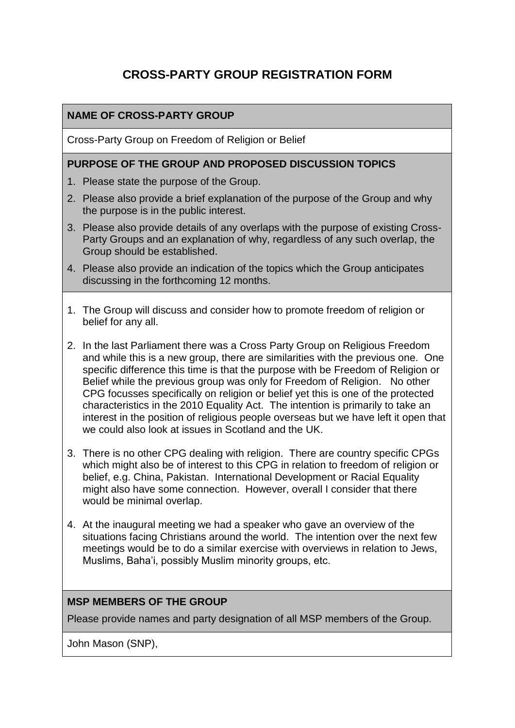# CROSS-PARTY GROUP REGISTRATION FORM

**NAME OF CROSS-PARTY GROUP**

Cross-Party Group on Freedom of Religion or Belief

**PURPOSE OF THE GROUP AND PROPOSED DISCUSSION TOPICS**

1. Please state the purpose of the Group.
2. Please also provide a brief explanation of the purpose of the Group and why the purpose is in the public interest.
3. Please also provide details of any overlaps with the purpose of existing Cross-Party Groups and an explanation of why, regardless of any such overlap, the Group should be established.
4. Please also provide an indication of the topics which the Group anticipates discussing in the forthcoming 12 months.

1. The Group will discuss and consider how to promote freedom of religion or belief for any all.
2. In the last Parliament there was a Cross Party Group on Religious Freedom and while this is a new group, there are similarities with the previous one. One specific difference this time is that the purpose with be Freedom of Religion or Belief while the previous group was only for Freedom of Religion. No other CPG focusses specifically on religion or belief yet this is one of the protected characteristics in the 2010 Equality Act. The intention is primarily to take an interest in the position of religious people overseas but we have left it open that we could also look at issues in Scotland and the UK.
3. There is no other CPG dealing with religion. There are country specific CPGs which might also be of interest to this CPG in relation to freedom of religion or belief, e.g. China, Pakistan. International Development or Racial Equality might also have some connection. However, overall I consider that there would be minimal overlap.
4. At the inaugural meeting we had a speaker who gave an overview of the situations facing Christians around the world. The intention over the next few meetings would be to do a similar exercise with overviews in relation to Jews, Muslims, Baha'i, possibly Muslim minority groups, etc.

**MSP MEMBERS OF THE GROUP**

Please provide names and party designation of all MSP members of the Group.

John Mason (SNP),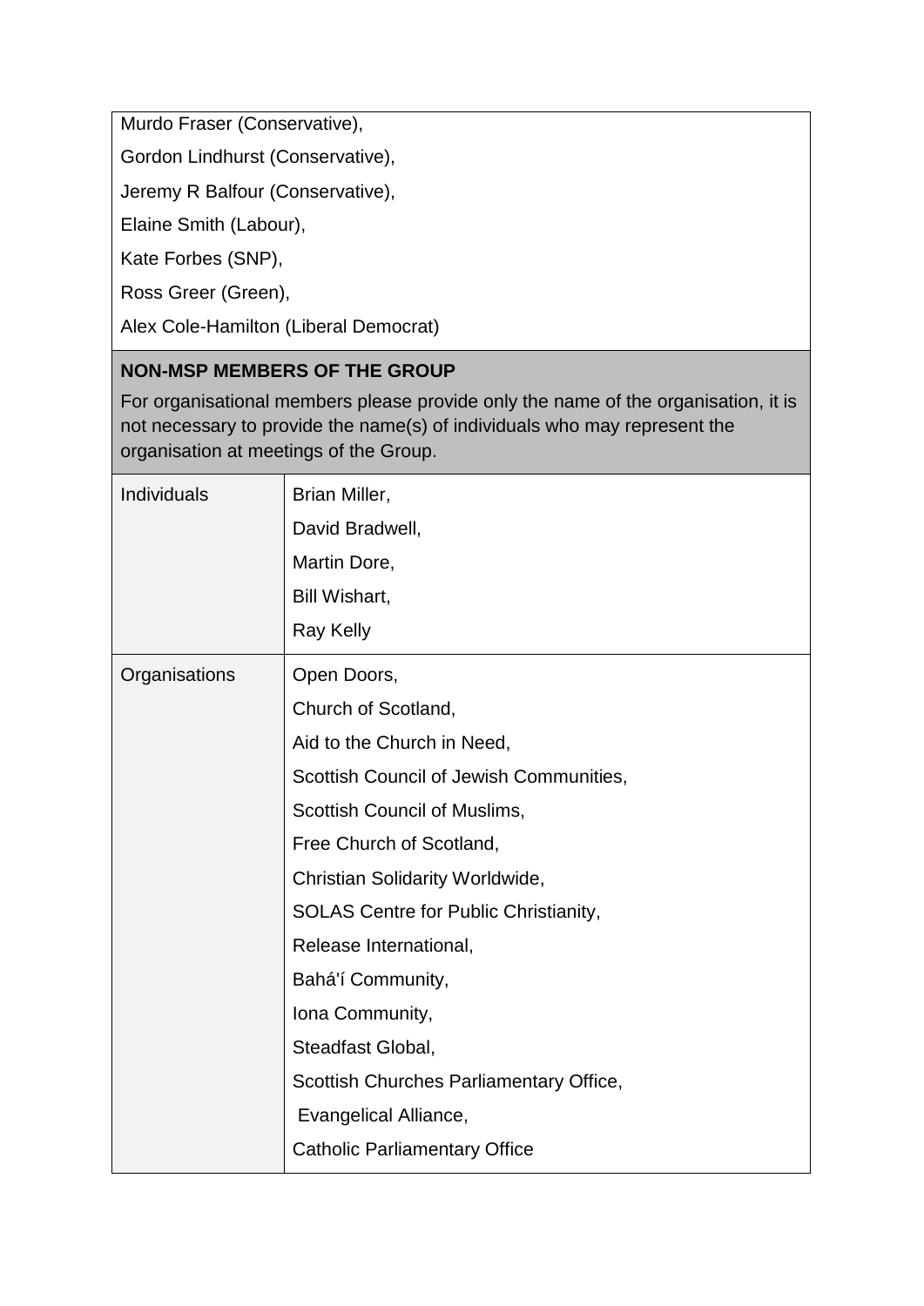Murdo Fraser (Conservative),

Gordon Lindhurst (Conservative),

Jeremy R Balfour (Conservative),

Elaine Smith (Labour),

Kate Forbes (SNP),

Ross Greer (Green),

Alex Cole-Hamilton (Liberal Democrat)

**NON-MSP MEMBERS OF THE GROUP**

For organisational members please provide only the name of the organisation, it is not necessary to provide the name(s) of individuals who may represent the organisation at meetings of the Group.

| | |
|---|---|
| Individuals | Brian Miller,<br>David Bradwell,<br>Martin Dore,<br>Bill Wishart,<br>Ray Kelly |
| Organisations | Open Doors,<br>Church of Scotland,<br>Aid to the Church in Need,<br>Scottish Council of Jewish Communities,<br>Scottish Council of Muslims,<br>Free Church of Scotland,<br>Christian Solidarity Worldwide,<br>SOLAS Centre for Public Christianity,<br>Release International,<br>Bahá'í Community,<br>Iona Community,<br>Steadfast Global,<br>Scottish Churches Parliamentary Office,<br>Evangelical Alliance,<br>Catholic Parliamentary Office |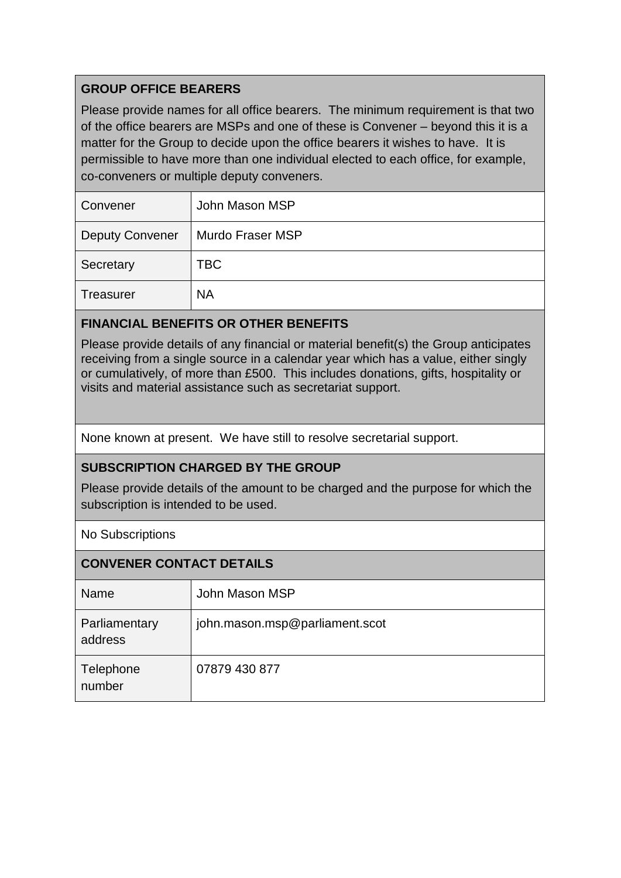## GROUP OFFICE BEARERS

Please provide names for all office bearers. The minimum requirement is that two of the office bearers are MSPs and one of these is Convener – beyond this it is a matter for the Group to decide upon the office bearers it wishes to have. It is permissible to have more than one individual elected to each office, for example, co-conveners or multiple deputy conveners.

| | |
|---|---|
| Convener | John Mason MSP |
| Deputy Convener | Murdo Fraser MSP |
| Secretary | TBC |
| Treasurer | NA |

## FINANCIAL BENEFITS OR OTHER BENEFITS

Please provide details of any financial or material benefit(s) the Group anticipates receiving from a single source in a calendar year which has a value, either singly or cumulatively, of more than £500. This includes donations, gifts, hospitality or visits and material assistance such as secretariat support.

None known at present. We have still to resolve secretarial support.

## SUBSCRIPTION CHARGED BY THE GROUP

Please provide details of the amount to be charged and the purpose for which the subscription is intended to be used.

No Subscriptions

## CONVENER CONTACT DETAILS

| | |
|---|---|
| Name | John Mason MSP |
| Parliamentary address | john.mason.msp@parliament.scot |
| Telephone number | 07879 430 877 |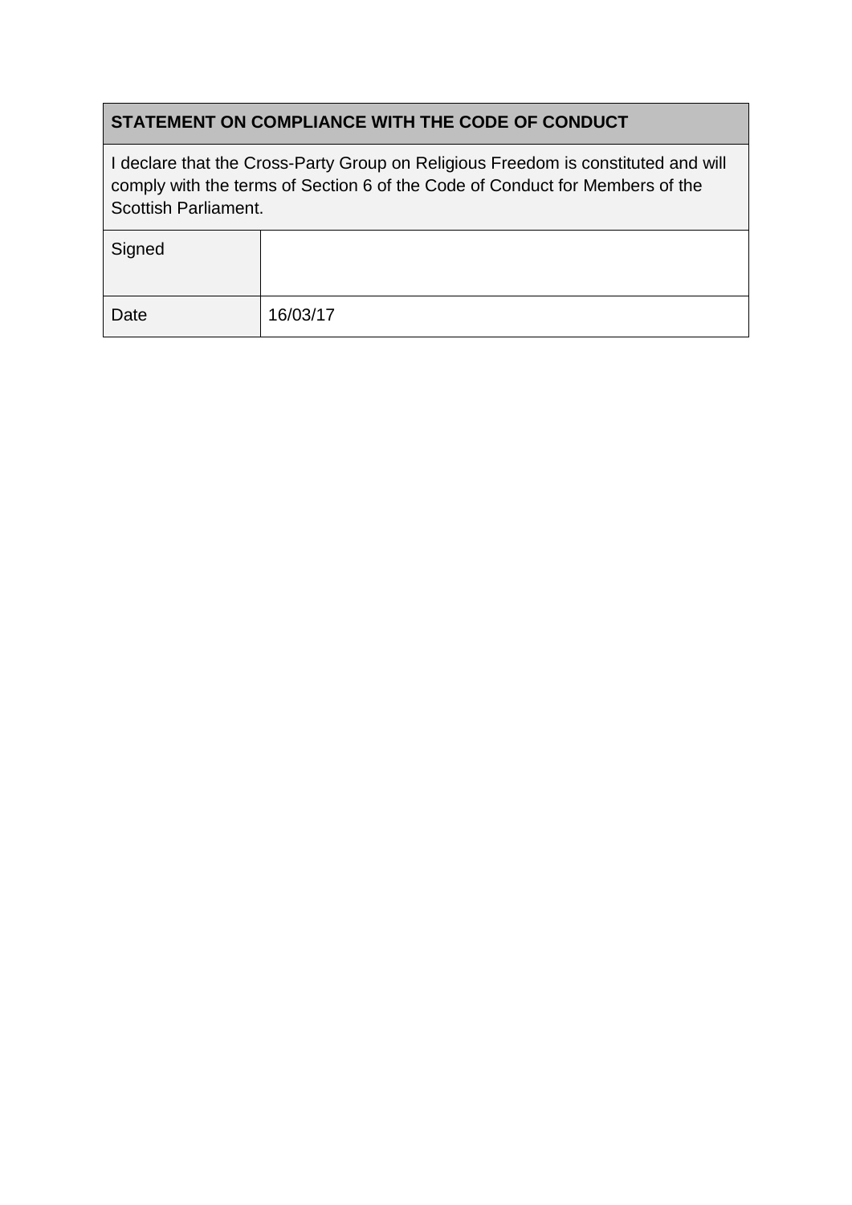| STATEMENT ON COMPLIANCE WITH THE CODE OF CONDUCT | |
|---|---|
| I declare that the Cross-Party Group on Religious Freedom is constituted and will comply with the terms of Section 6 of the Code of Conduct for Members of the Scottish Parliament. | |
| Signed | |
| Date | 16/03/17 |